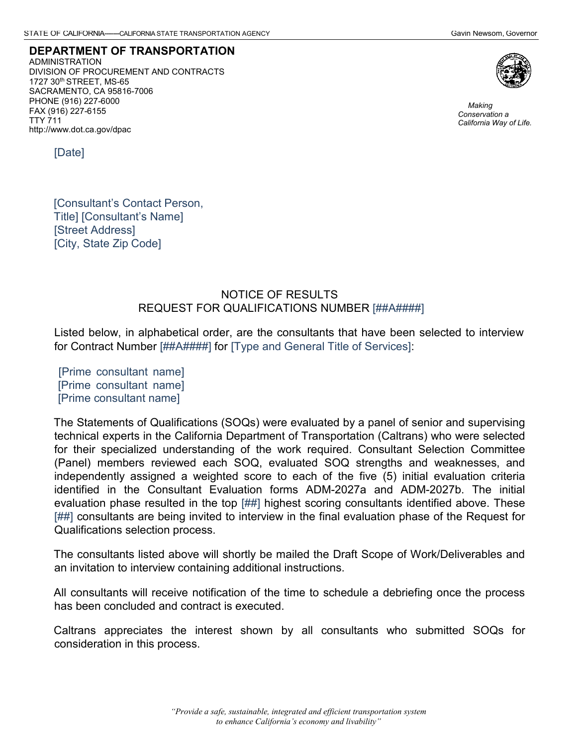STATE OF CALIFORNIA——CALIFORNIA STATE TRANSPORTATION AGENCY | Gavin Newsom, Governor

**DEPARTMENT OF TRANSPORTATION**
ADMINISTRATION
DIVISION OF PROCUREMENT AND CONTRACTS
1727 30th STREET, MS-65
SACRAMENTO, CA 95816-7006
PHONE (916) 227-6000
FAX (916) 227-6155
TTY 711
http://www.dot.ca.gov/dpac

*Making Conservation a California Way of Life.*

[Date]

[Consultant's Contact Person,
Title] [Consultant's Name]
[Street Address]
[City, State Zip Code]

NOTICE OF RESULTS
REQUEST FOR QUALIFICATIONS NUMBER [##A####]

Listed below, in alphabetical order, are the consultants that have been selected to interview for Contract Number [##A####] for [Type and General Title of Services]:

[Prime consultant name]
[Prime consultant name]
[Prime consultant name]

The Statements of Qualifications (SOQs) were evaluated by a panel of senior and supervising technical experts in the California Department of Transportation (Caltrans) who were selected for their specialized understanding of the work required. Consultant Selection Committee (Panel) members reviewed each SOQ, evaluated SOQ strengths and weaknesses, and independently assigned a weighted score to each of the five (5) initial evaluation criteria identified in the Consultant Evaluation forms ADM-2027a and ADM-2027b. The initial evaluation phase resulted in the top [##] highest scoring consultants identified above. These [##] consultants are being invited to interview in the final evaluation phase of the Request for Qualifications selection process.

The consultants listed above will shortly be mailed the Draft Scope of Work/Deliverables and an invitation to interview containing additional instructions.

All consultants will receive notification of the time to schedule a debriefing once the process has been concluded and contract is executed.

Caltrans appreciates the interest shown by all consultants who submitted SOQs for consideration in this process.

*"Provide a safe, sustainable, integrated and efficient transportation system to enhance California's economy and livability"*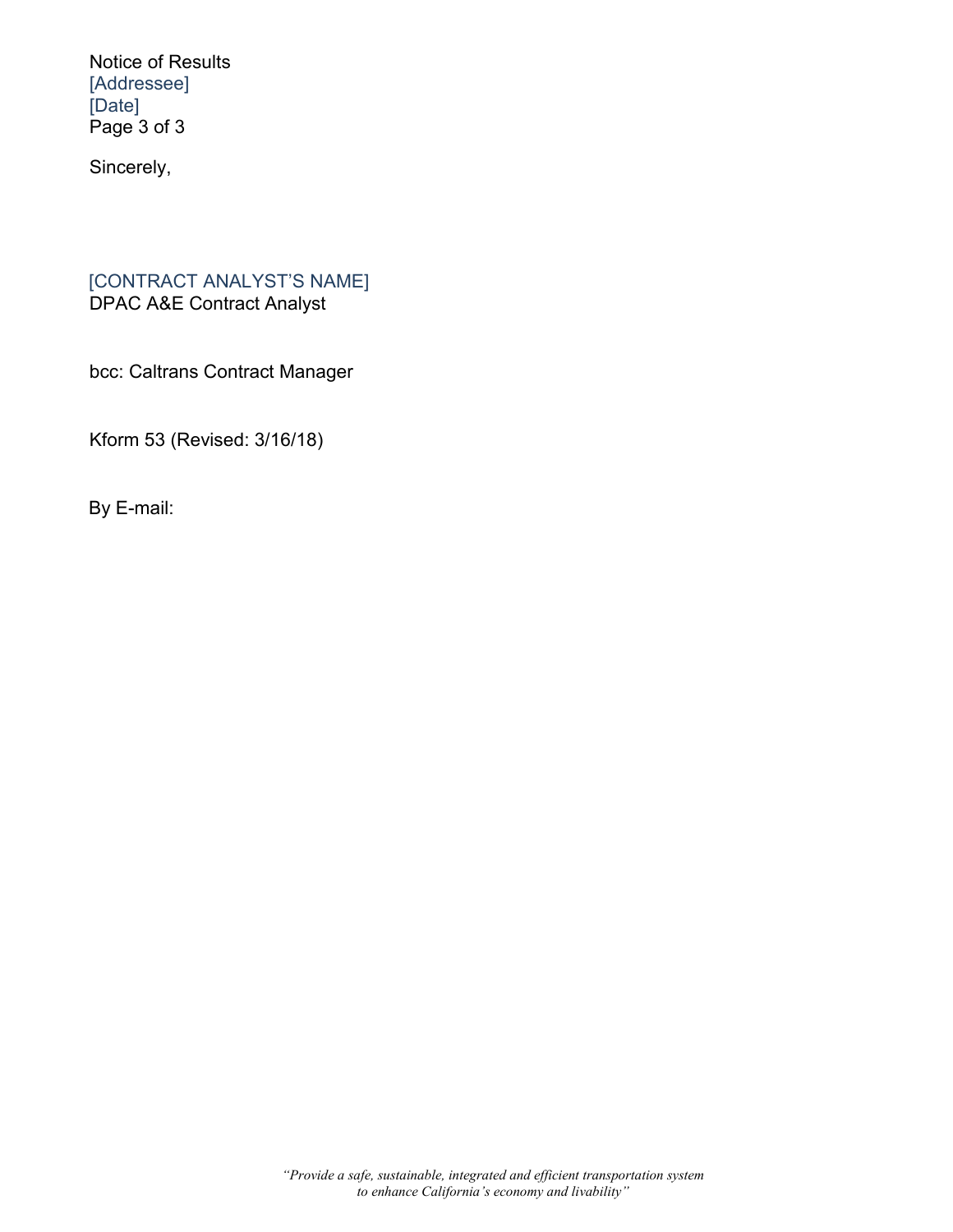Sincerely,

[CONTRACT ANALYST'S NAME]
DPAC A&E Contract Analyst

bcc: Caltrans Contract Manager

Kform 53 (Revised: 3/16/18)

By E-mail: